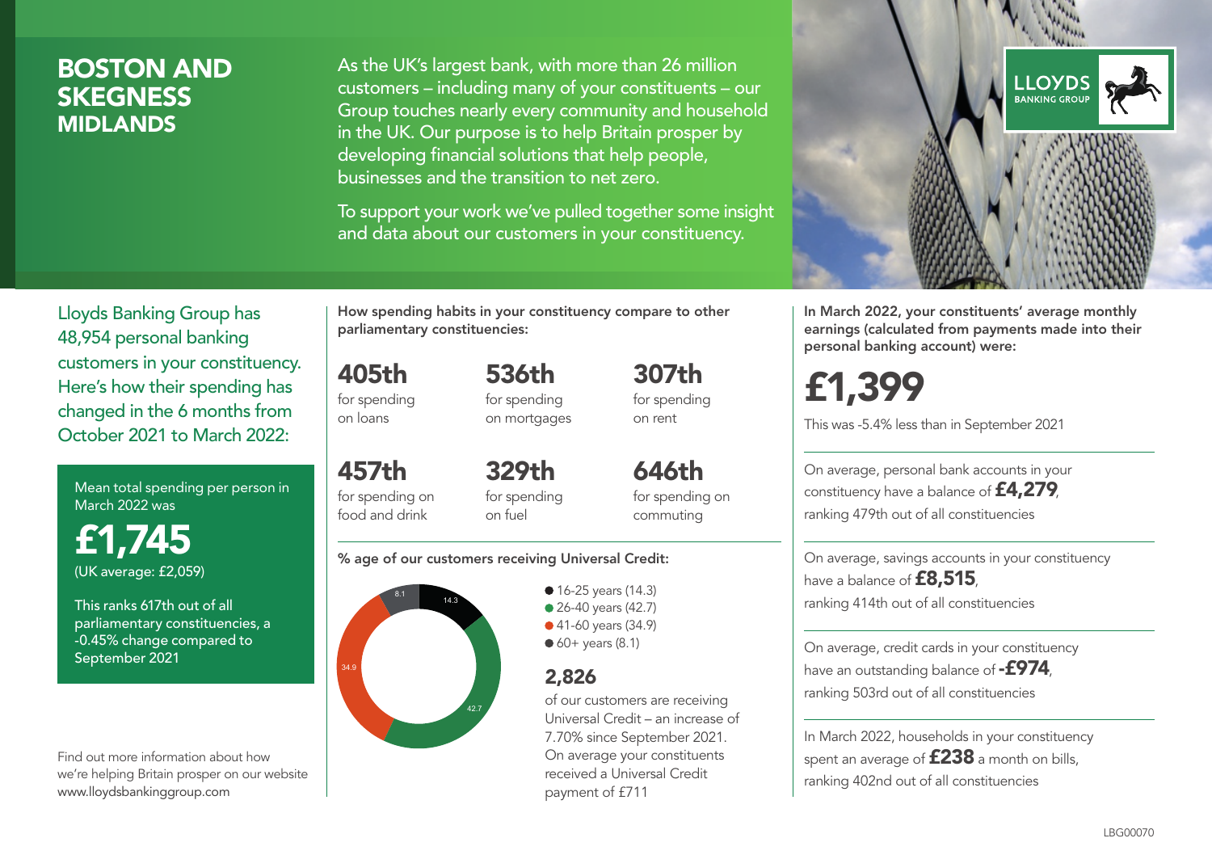# BOSTON AND SKEGNESS
## MIDLANDS

As the UK's largest bank, with more than 26 million customers – including many of your constituents – our Group touches nearly every community and household in the UK. Our purpose is to help Britain prosper by developing financial solutions that help people, businesses and the transition to net zero.

To support your work we've pulled together some insight and data about our customers in your constituency.

Lloyds Banking Group has 48,954 personal banking customers in your constituency. Here's how their spending has changed in the 6 months from October 2021 to March 2022:

Mean total spending per person in March 2022 was

**£1,745**
(UK average: £2,059)

This ranks 617th out of all parliamentary constituencies, a -0.45% change compared to September 2021

Find out more information about how we're helping Britain prosper on our website www.lloydsbankinggroup.com

**How spending habits in your constituency compare to other parliamentary constituencies:**

| | | |
|---|---|---|
| **405th** for spending on loans | **536th** for spending on mortgages | **307th** for spending on rent |
| **457th** for spending on food and drink | **329th** for spending on fuel | **646th** for spending on commuting |

**% age of our customers receiving Universal Credit:**

- 16-25 years (14.3)
- 26-40 years (42.7)
- 41-60 years (34.9)
- 60+ years (8.1)

**2,826**
of our customers are receiving Universal Credit – an increase of 7.70% since September 2021. On average your constituents received a Universal Credit payment of £711

**In March 2022, your constituents' average monthly earnings (calculated from payments made into their personal banking account) were:**

**£1,399**
This was -5.4% less than in September 2021

On average, personal bank accounts in your constituency have a balance of **£4,279**, ranking 479th out of all constituencies

On average, savings accounts in your constituency have a balance of **£8,515**, ranking 414th out of all constituencies

On average, credit cards in your constituency have an outstanding balance of **-£974**, ranking 503rd out of all constituencies

In March 2022, households in your constituency spent an average of **£238** a month on bills, ranking 402nd out of all constituencies

LBG00070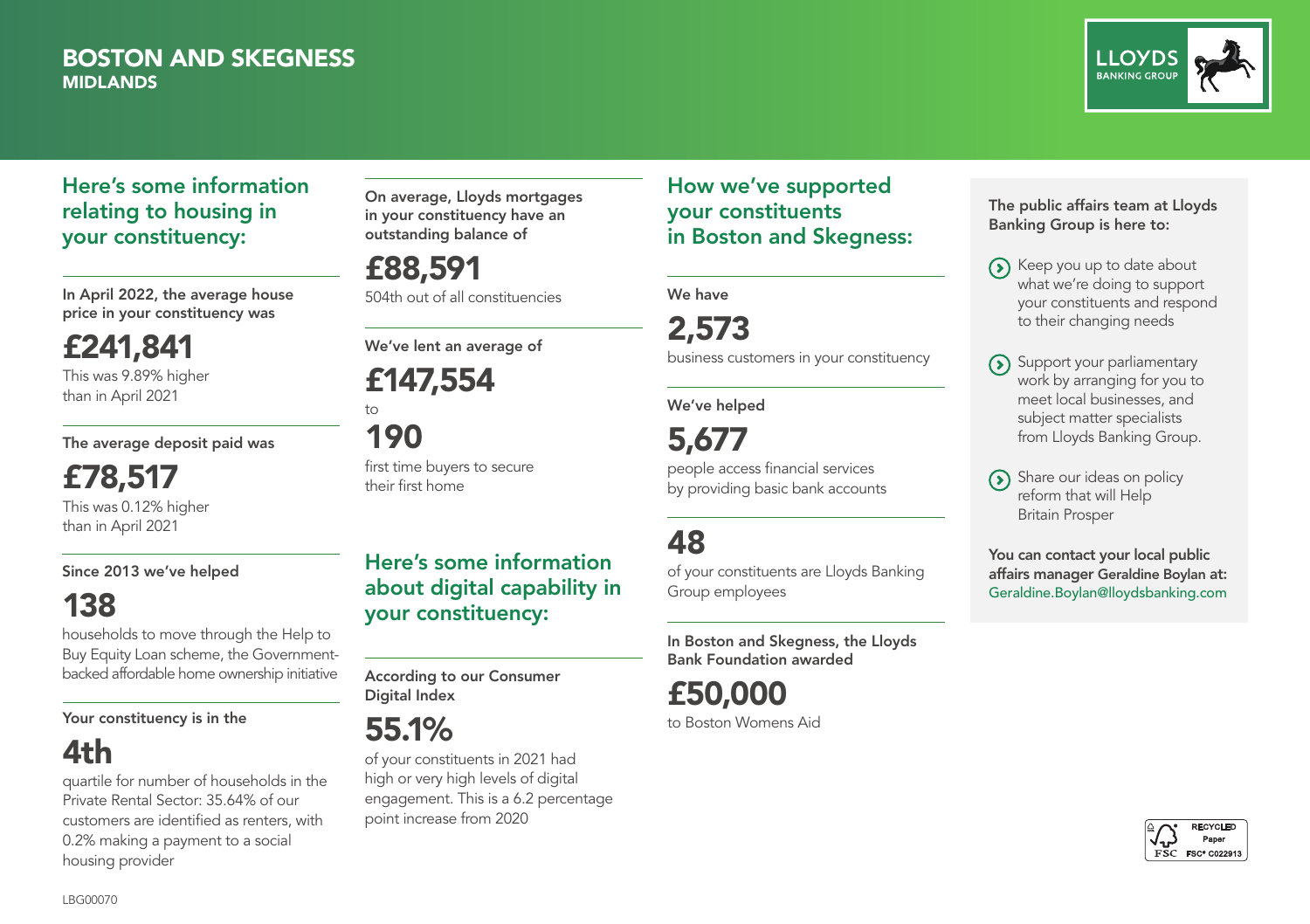# BOSTON AND SKEGNESS

## MIDLANDS

LLOYDS BANKING GROUP

## Here's some information relating to housing in your constituency:

In April 2022, the average house price in your constituency was

**£241,841**

This was 9.89% higher than in April 2021

The average deposit paid was

**£78,517**

This was 0.12% higher than in April 2021

Since 2013 we've helped

**138**

households to move through the Help to Buy Equity Loan scheme, the Government-backed affordable home ownership initiative

Your constituency is in the

**4th**

quartile for number of households in the Private Rental Sector: 35.64% of our customers are identified as renters, with 0.2% making a payment to a social housing provider

On average, Lloyds mortgages in your constituency have an outstanding balance of

**£88,591**

504th out of all constituencies

We've lent an average of

**£147,554**

to

**190**

first time buyers to secure their first home

## Here's some information about digital capability in your constituency:

According to our Consumer Digital Index

**55.1%**

of your constituents in 2021 had high or very high levels of digital engagement. This is a 6.2 percentage point increase from 2020

## How we've supported your constituents in Boston and Skegness:

We have

**2,573**

business customers in your constituency

We've helped

**5,677**

people access financial services by providing basic bank accounts

**48**

of your constituents are Lloyds Banking Group employees

In Boston and Skegness, the Lloyds Bank Foundation awarded

**£50,000**

to Boston Womens Aid

The public affairs team at Lloyds Banking Group is here to:

- Keep you up to date about what we're doing to support your constituents and respond to their changing needs
- Support your parliamentary work by arranging for you to meet local businesses, and subject matter specialists from Lloyds Banking Group.
- Share our ideas on policy reform that will Help Britain Prosper

You can contact your local public affairs manager Geraldine Boylan at: Geraldine.Boylan@lloydsbanking.com

RECYCLED Paper FSC FSC® C022913

LBG00070